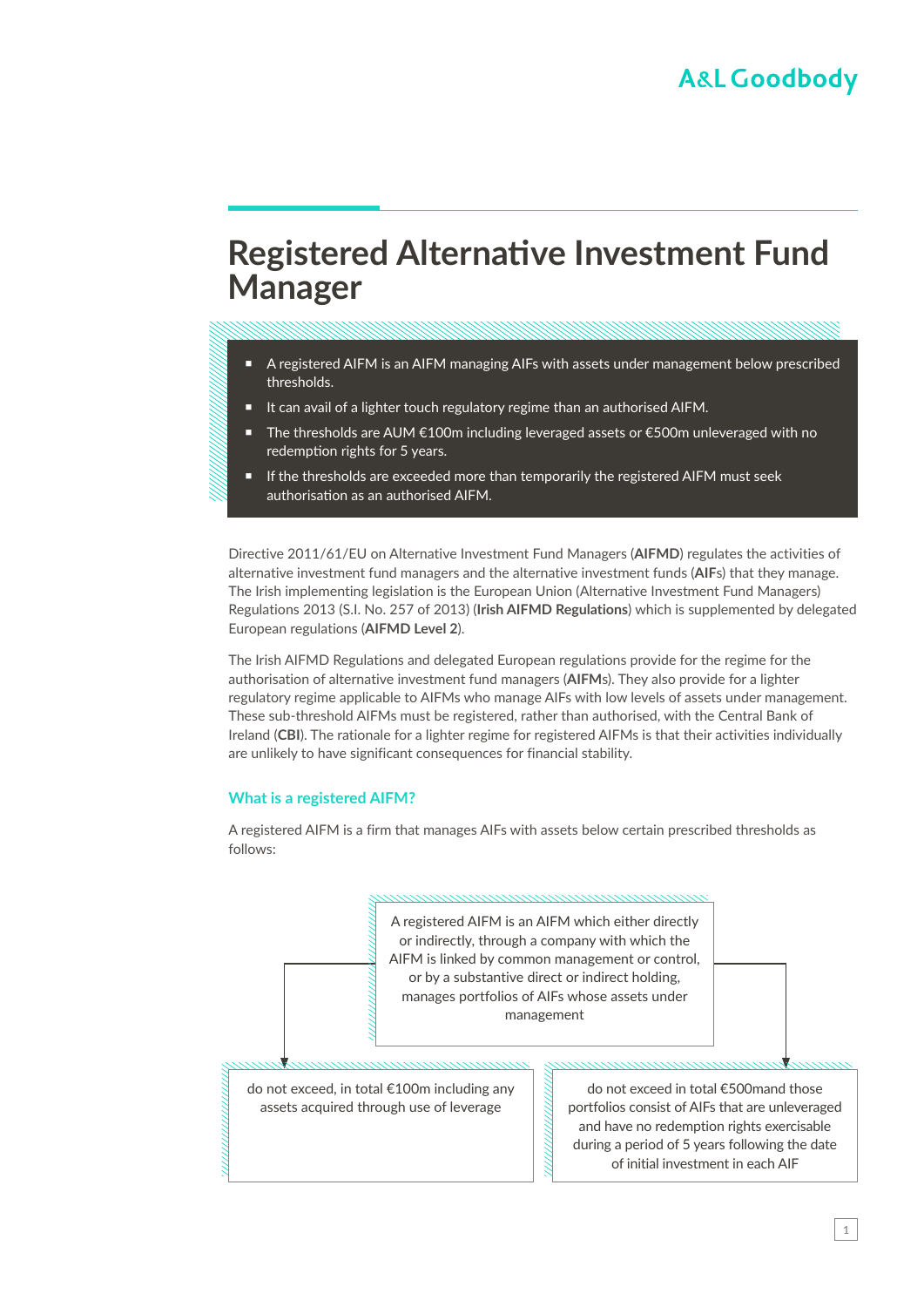# Registered Alternative Investment Fund Manager

- A registered AIFM is an AIFM managing AIFs with assets under management below prescribed thresholds.
- It can avail of a lighter touch regulatory regime than an authorised AIFM.
- The thresholds are AUM €100m including leveraged assets or €500m unleveraged with no redemption rights for 5 years.
- If the thresholds are exceeded more than temporarily the registered AIFM must seek authorisation as an authorised AIFM.

Directive 2011/61/EU on Alternative Investment Fund Managers (**AIFMD**) regulates the activities of alternative investment fund managers and the alternative investment funds (**AIF**s) that they manage. The Irish implementing legislation is the European Union (Alternative Investment Fund Managers) Regulations 2013 (S.I. No. 257 of 2013) (**Irish AIFMD Regulations**) which is supplemented by delegated European regulations (**AIFMD Level 2**).

The Irish AIFMD Regulations and delegated European regulations provide for the regime for the authorisation of alternative investment fund managers (**AIFM**s). They also provide for a lighter regulatory regime applicable to AIFMs who manage AIFs with low levels of assets under management. These sub-threshold AIFMs must be registered, rather than authorised, with the Central Bank of Ireland (**CBI**). The rationale for a lighter regime for registered AIFMs is that their activities individually are unlikely to have significant consequences for financial stability.

## What is a registered AIFM?

A registered AIFM is a firm that manages AIFs with assets below certain prescribed thresholds as follows:

A registered AIFM is an AIFM which either directly or indirectly, through a company with which the AIFM is linked by common management or control, or by a substantive direct or indirect holding, manages portfolios of AIFs whose assets under management

- do not exceed, in total €100m including any assets acquired through use of leverage
- do not exceed in total €500mand those portfolios consist of AIFs that are unleveraged and have no redemption rights exercisable during a period of 5 years following the date of initial investment in each AIF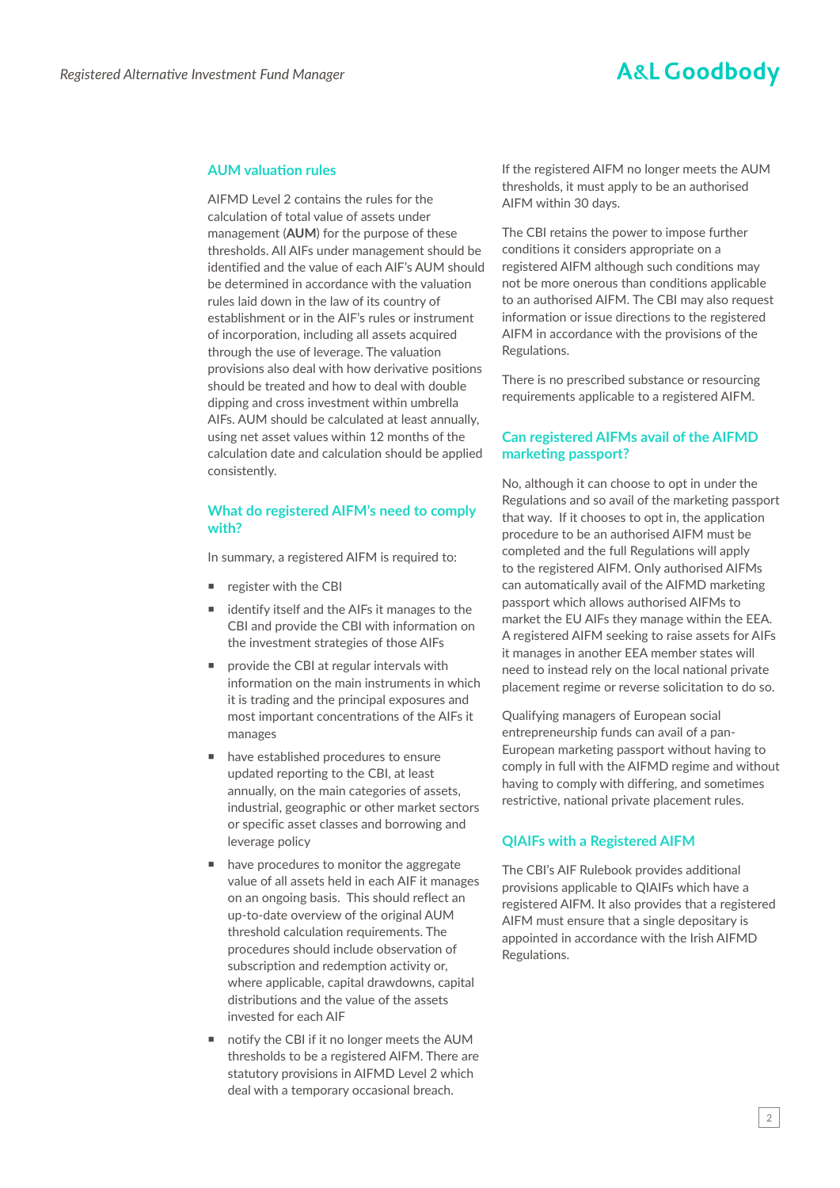## AUM valuation rules

AIFMD Level 2 contains the rules for the calculation of total value of assets under management (**AUM**) for the purpose of these thresholds. All AIFs under management should be identified and the value of each AIF's AUM should be determined in accordance with the valuation rules laid down in the law of its country of establishment or in the AIF's rules or instrument of incorporation, including all assets acquired through the use of leverage. The valuation provisions also deal with how derivative positions should be treated and how to deal with double dipping and cross investment within umbrella AIFs. AUM should be calculated at least annually, using net asset values within 12 months of the calculation date and calculation should be applied consistently.

## What do registered AIFM's need to comply with?

In summary, a registered AIFM is required to:

- register with the CBI
- identify itself and the AIFs it manages to the CBI and provide the CBI with information on the investment strategies of those AIFs
- provide the CBI at regular intervals with information on the main instruments in which it is trading and the principal exposures and most important concentrations of the AIFs it manages
- have established procedures to ensure updated reporting to the CBI, at least annually, on the main categories of assets, industrial, geographic or other market sectors or specific asset classes and borrowing and leverage policy
- have procedures to monitor the aggregate value of all assets held in each AIF it manages on an ongoing basis. This should reflect an up-to-date overview of the original AUM threshold calculation requirements. The procedures should include observation of subscription and redemption activity or, where applicable, capital drawdowns, capital distributions and the value of the assets invested for each AIF
- notify the CBI if it no longer meets the AUM thresholds to be a registered AIFM. There are statutory provisions in AIFMD Level 2 which deal with a temporary occasional breach.

If the registered AIFM no longer meets the AUM thresholds, it must apply to be an authorised AIFM within 30 days.

The CBI retains the power to impose further conditions it considers appropriate on a registered AIFM although such conditions may not be more onerous than conditions applicable to an authorised AIFM. The CBI may also request information or issue directions to the registered AIFM in accordance with the provisions of the Regulations.

There is no prescribed substance or resourcing requirements applicable to a registered AIFM.

## Can registered AIFMs avail of the AIFMD marketing passport?

No, although it can choose to opt in under the Regulations and so avail of the marketing passport that way. If it chooses to opt in, the application procedure to be an authorised AIFM must be completed and the full Regulations will apply to the registered AIFM. Only authorised AIFMs can automatically avail of the AIFMD marketing passport which allows authorised AIFMs to market the EU AIFs they manage within the EEA. A registered AIFM seeking to raise assets for AIFs it manages in another EEA member states will need to instead rely on the local national private placement regime or reverse solicitation to do so.

Qualifying managers of European social entrepreneurship funds can avail of a pan-European marketing passport without having to comply in full with the AIFMD regime and without having to comply with differing, and sometimes restrictive, national private placement rules.

## QIAIFs with a Registered AIFM

The CBI's AIF Rulebook provides additional provisions applicable to QIAIFs which have a registered AIFM. It also provides that a registered AIFM must ensure that a single depositary is appointed in accordance with the Irish AIFMD Regulations.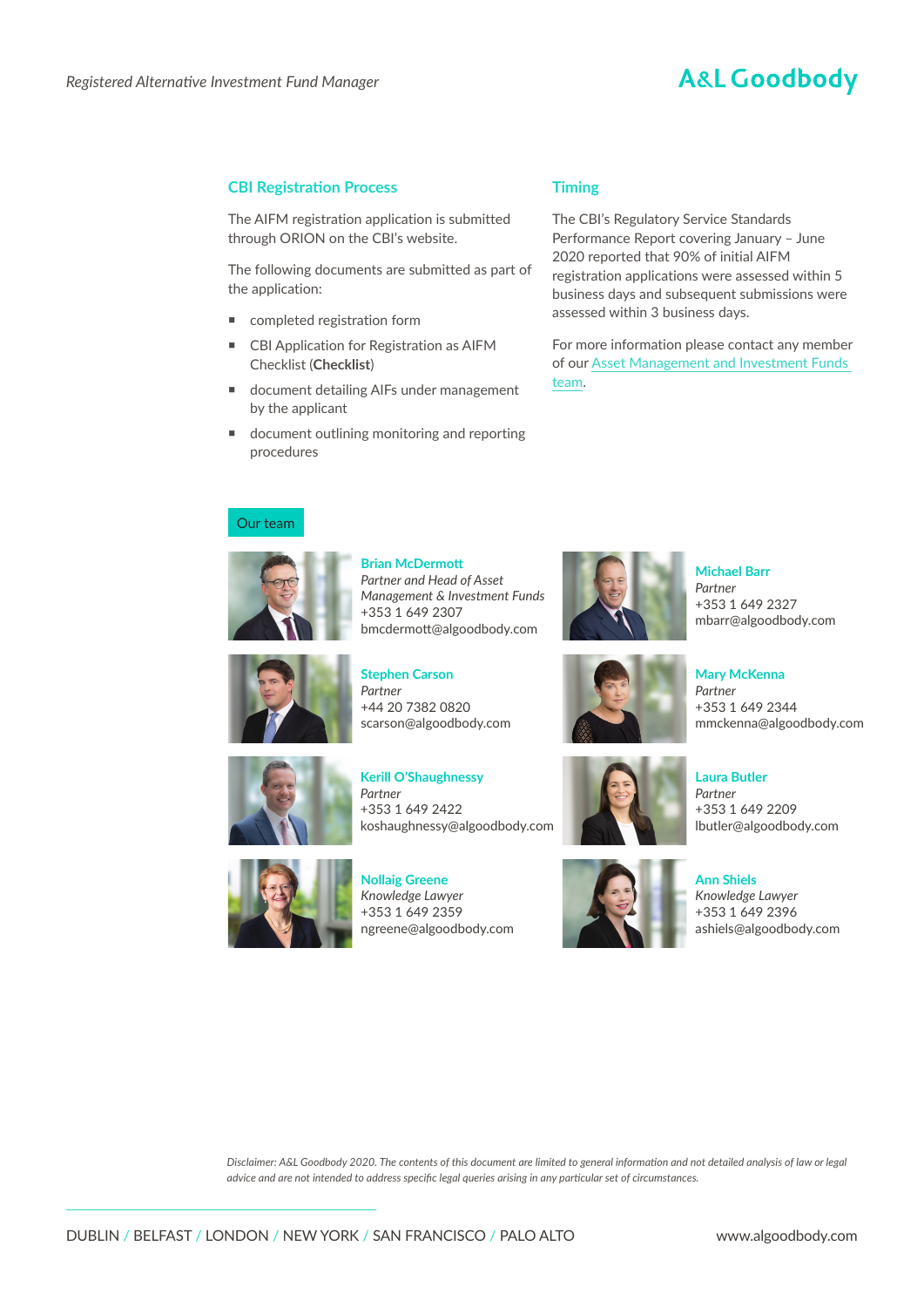## CBI Registration Process

The AIFM registration application is submitted through ORION on the CBI's website.

The following documents are submitted as part of the application:

- completed registration form
- CBI Application for Registration as AIFM Checklist (**Checklist**)
- document detailing AIFs under management by the applicant
- document outlining monitoring and reporting procedures

## Timing

The CBI's Regulatory Service Standards Performance Report covering January – June 2020 reported that 90% of initial AIFM registration applications were assessed within 5 business days and subsequent submissions were assessed within 3 business days.

For more information please contact any member of our Asset Management and Investment Funds team.

## Our team

**Brian McDermott**
*Partner and Head of Asset Management & Investment Funds*
+353 1 649 2307
bmcdermott@algoodbody.com

**Michael Barr**
*Partner*
+353 1 649 2327
mbarr@algoodbody.com

**Stephen Carson**
*Partner*
+44 20 7382 0820
scarson@algoodbody.com

**Mary McKenna**
*Partner*
+353 1 649 2344
mmckenna@algoodbody.com

**Kerill O'Shaughnessy**
*Partner*
+353 1 649 2422
koshaughnessy@algoodbody.com

**Laura Butler**
*Partner*
+353 1 649 2209
lbutler@algoodbody.com

**Nollaig Greene**
*Knowledge Lawyer*
+353 1 649 2359
ngreene@algoodbody.com

**Ann Shiels**
*Knowledge Lawyer*
+353 1 649 2396
ashiels@algoodbody.com

*Disclaimer: A&L Goodbody 2020. The contents of this document are limited to general information and not detailed analysis of law or legal advice and are not intended to address specific legal queries arising in any particular set of circumstances.*

DUBLIN / BELFAST / LONDON / NEW YORK / SAN FRANCISCO / PALO ALTO

www.algoodbody.com